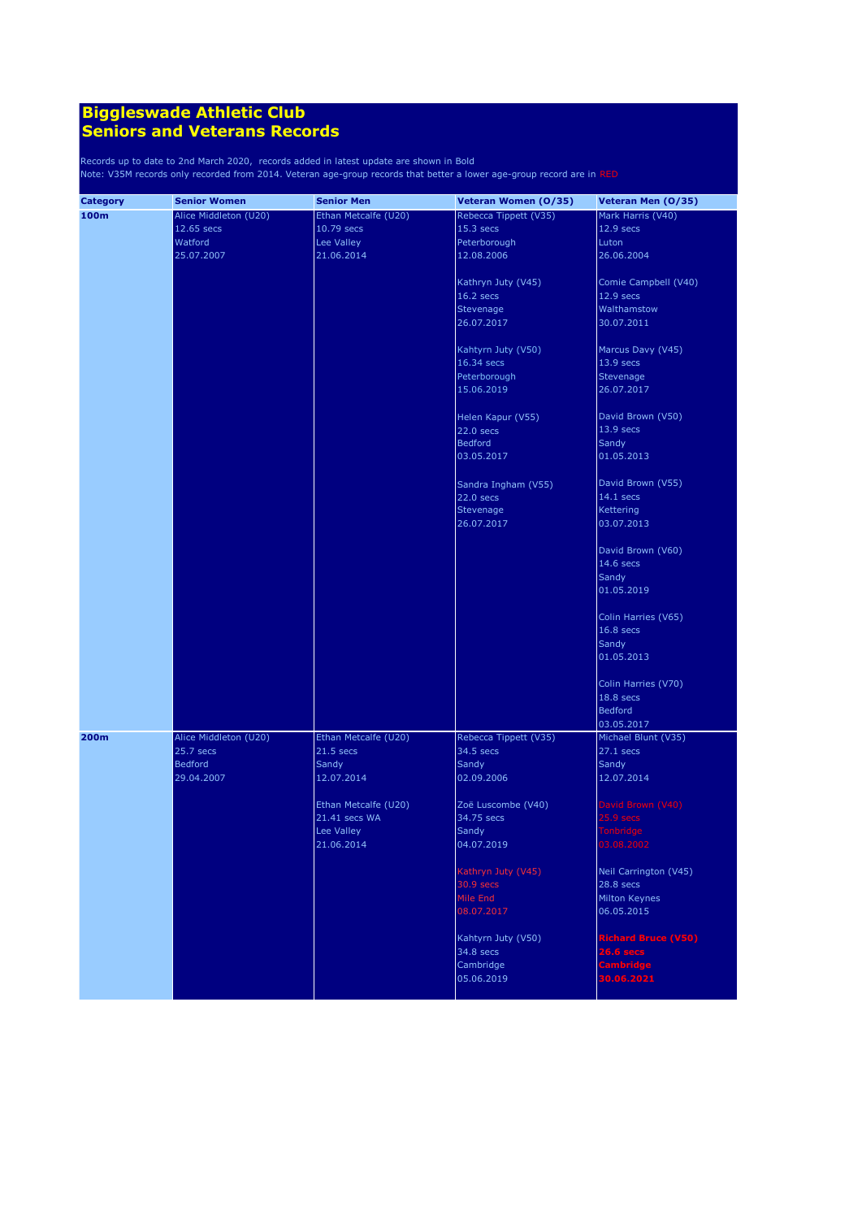# Biggleswade Athletic Club
# Seniors and Veterans Records

Records up to date to 2nd March 2020, records added in latest update are shown in Bold
Note: V35M records only recorded from 2014. Veteran age-group records that better a lower age-group record are in RED

| Category | Senior Women | Senior Men | Veteran Women (O/35) | Veteran Men (O/35) |
|---|---|---|---|---|
| **100m** | Alice Middleton (U20)<br>12.65 secs<br>Watford<br>25.07.2007 | Ethan Metcalfe (U20)<br>10.79 secs<br>Lee Valley<br>21.06.2014 | Rebecca Tippett (V35)<br>15.3 secs<br>Peterborough<br>12.08.2006<br><br>Kathryn Juty (V45)<br>16.2 secs<br>Stevenage<br>26.07.2017<br><br>Kahtyrn Juty (V50)<br>16.34 secs<br>Peterborough<br>15.06.2019<br><br>Helen Kapur (V55)<br>22.0 secs<br>Bedford<br>03.05.2017<br><br>Sandra Ingham (V55)<br>22.0 secs<br>Stevenage<br>26.07.2017 | Mark Harris (V40)<br>12.9 secs<br>Luton<br>26.06.2004<br><br>Comie Campbell (V40)<br>12.9 secs<br>Walthamstow<br>30.07.2011<br><br>Marcus Davy (V45)<br>13.9 secs<br>Stevenage<br>26.07.2017<br><br>David Brown (V50)<br>13.9 secs<br>Sandy<br>01.05.2013<br><br>David Brown (V55)<br>14.1 secs<br>Kettering<br>03.07.2013<br><br>David Brown (V60)<br>14.6 secs<br>Sandy<br>01.05.2019<br><br>Colin Harries (V65)<br>16.8 secs<br>Sandy<br>01.05.2013<br><br>Colin Harries (V70)<br>18.8 secs<br>Bedford<br>03.05.2017 |
| **200m** | Alice Middleton (U20)<br>25.7 secs<br>Bedford<br>29.04.2007 | Ethan Metcalfe (U20)<br>21.5 secs<br>Sandy<br>12.07.2014<br><br>Ethan Metcalfe (U20)<br>21.41 secs WA<br>Lee Valley<br>21.06.2014 | Rebecca Tippett (V35)<br>34.5 secs<br>Sandy<br>02.09.2006<br><br>Zoë Luscombe (V40)<br>34.75 secs<br>Sandy<br>04.07.2019<br><br>Kathryn Juty (V45)<br>30.9 secs<br>Mile End<br>08.07.2017<br><br>Kahtyrn Juty (V50)<br>34.8 secs<br>Cambridge<br>05.06.2019 | Michael Blunt (V35)<br>27.1 secs<br>Sandy<br>12.07.2014<br><br>David Brown (V40)<br>25.9 secs<br>Tonbridge<br>03.08.2002<br><br>Neil Carrington (V45)<br>28.8 secs<br>Milton Keynes<br>06.05.2015<br><br>**Richard Bruce (V50)**<br>**26.6 secs**<br>**Cambridge**<br>**30.06.2021** |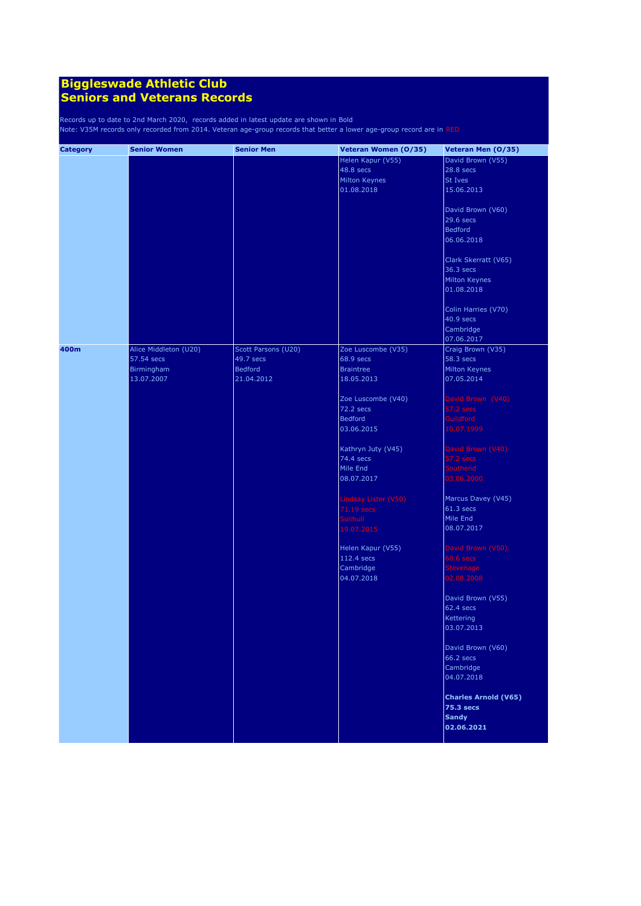# Biggleswade Athletic Club
# Seniors and Veterans Records

Records up to date to 2nd March 2020, records added in latest update are shown in Bold
Note: V35M records only recorded from 2014. Veteran age-group records that better a lower age-group record are in RED

| Category | Senior Women | Senior Men | Veteran Women (O/35) | Veteran Men (O/35) |
|---|---|---|---|---|
| | | | Helen Kapur (V55)<br>48.8 secs<br>Milton Keynes<br>01.08.2018 | David Brown (V55)<br>28.8 secs<br>St Ives<br>15.06.2013<br><br>David Brown (V60)<br>29.6 secs<br>Bedford<br>06.06.2018<br><br>Clark Skerratt (V65)<br>36.3 secs<br>Milton Keynes<br>01.08.2018<br><br>Colin Harries (V70)<br>40.9 secs<br>Cambridge<br>07.06.2017 |
| 400m | Alice Middleton (U20)<br>57.54 secs<br>Birmingham<br>13.07.2007 | Scott Parsons (U20)<br>49.7 secs<br>Bedford<br>21.04.2012 | Zoe Luscombe (V35)<br>68.9 secs<br>Braintree<br>18.05.2013<br><br>Zoe Luscombe (V40)<br>72.2 secs<br>Bedford<br>03.06.2015<br><br>Kathryn Juty (V45)<br>74.4 secs<br>Mile End<br>08.07.2017<br><br>Lindsay Lister (V50)<br>71.19 secs<br>Solihull<br>19.07.2015<br><br>Helen Kapur (V55)<br>112.4 secs<br>Cambridge<br>04.07.2018 | Craig Brown (V35)<br>58.3 secs<br>Milton Keynes<br>07.05.2014<br><br>David Brown (V40)<br>57.2 secs<br>Guildford<br>10.07.1999<br><br>David Brown (V40)<br>57.2 secs<br>Southend<br>03.06.2000<br><br>Marcus Davey (V45)<br>61.3 secs<br>Mile End<br>08.07.2017<br><br>David Brown (V50)<br>60.6 secs<br>Stevenage<br>02.08.2008<br><br>David Brown (V55)<br>62.4 secs<br>Kettering<br>03.07.2013<br><br>David Brown (V60)<br>66.2 secs<br>Cambridge<br>04.07.2018<br><br>**Charles Arnold (V65)**<br>**75.3 secs**<br>**Sandy**<br>**02.06.2021** |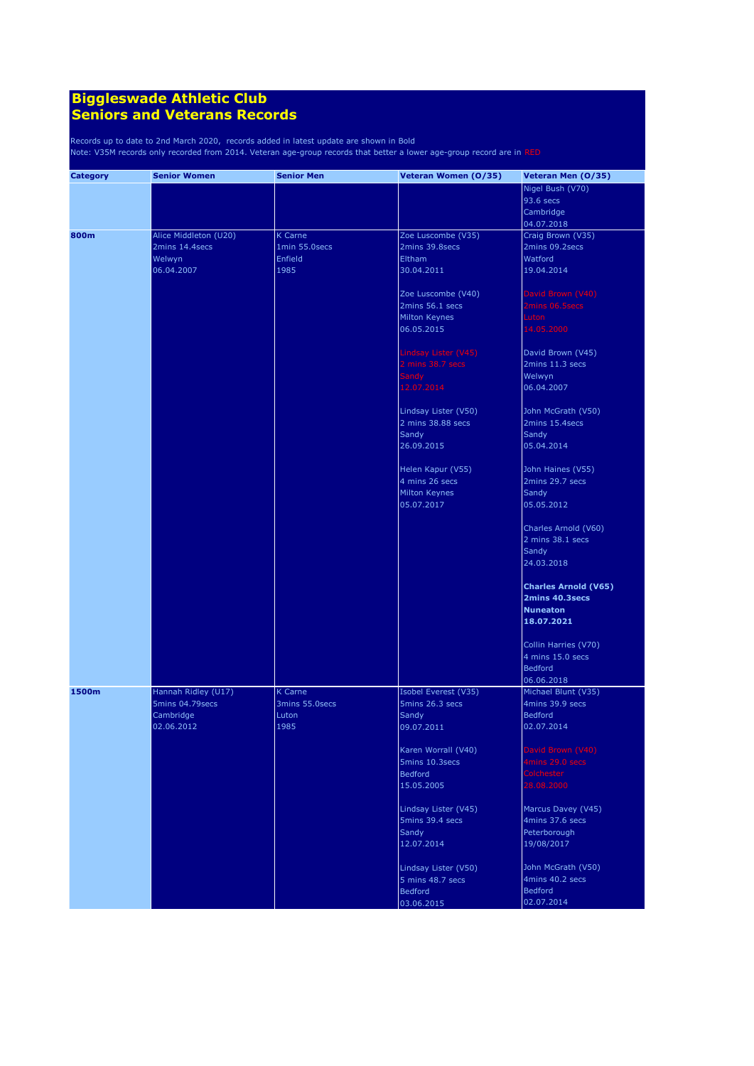# Biggleswade Athletic Club
# Seniors and Veterans Records

Records up to date to 2nd March 2020, records added in latest update are shown in Bold
Note: V35M records only recorded from 2014. Veteran age-group records that better a lower age-group record are in RED

| Category | Senior Women | Senior Men | Veteran Women (O/35) | Veteran Men (O/35) |
|---|---|---|---|---|
| | | | | Nigel Bush (V70)<br>93.6 secs<br>Cambridge<br>04.07.2018 |
| **800m** | Alice Middleton (U20)<br>2mins 14.4secs<br>Welwyn<br>06.04.2007 | K Carne<br>1min 55.0secs<br>Enfield<br>1985 | Zoe Luscombe (V35)<br>2mins 39.8secs<br>Eltham<br>30.04.2011<br><br>Zoe Luscombe (V40)<br>2mins 56.1 secs<br>Milton Keynes<br>06.05.2015<br><br>Lindsay Lister (V45)<br>2 mins 38.7 secs<br>Sandy<br>12.07.2014<br><br>Lindsay Lister (V50)<br>2 mins 38.88 secs<br>Sandy<br>26.09.2015<br><br>Helen Kapur (V55)<br>4 mins 26 secs<br>Milton Keynes<br>05.07.2017 | Craig Brown (V35)<br>2mins 09.2secs<br>Watford<br>19.04.2014<br><br>David Brown (V40)<br>2mins 06.5secs<br>Luton<br>14.05.2000<br><br>David Brown (V45)<br>2mins 11.3 secs<br>Welwyn<br>06.04.2007<br><br>John McGrath (V50)<br>2mins 15.4secs<br>Sandy<br>05.04.2014<br><br>John Haines (V55)<br>2mins 29.7 secs<br>Sandy<br>05.05.2012<br><br>Charles Arnold (V60)<br>2 mins 38.1 secs<br>Sandy<br>24.03.2018<br><br>**Charles Arnold (V65)**<br>**2mins 40.3secs**<br>**Nuneaton**<br>**18.07.2021**<br><br>Collin Harries (V70)<br>4 mins 15.0 secs<br>Bedford<br>06.06.2018 |
| **1500m** | Hannah Ridley (U17)<br>5mins 04.79secs<br>Cambridge<br>02.06.2012 | K Carne<br>3mins 55.0secs<br>Luton<br>1985 | Isobel Everest (V35)<br>5mins 26.3 secs<br>Sandy<br>09.07.2011<br><br>Karen Worrall (V40)<br>5mins 10.3secs<br>Bedford<br>15.05.2005<br><br>Lindsay Lister (V45)<br>5mins 39.4 secs<br>Sandy<br>12.07.2014<br><br>Lindsay Lister (V50)<br>5 mins 48.7 secs<br>Bedford<br>03.06.2015 | Michael Blunt (V35)<br>4mins 39.9 secs<br>Bedford<br>02.07.2014<br><br>David Brown (V40)<br>4mins 29.0 secs<br>Colchester<br>28.08.2000<br><br>Marcus Davey (V45)<br>4mins 37.6 secs<br>Peterborough<br>19/08/2017<br><br>John McGrath (V50)<br>4mins 40.2 secs<br>Bedford<br>02.07.2014 |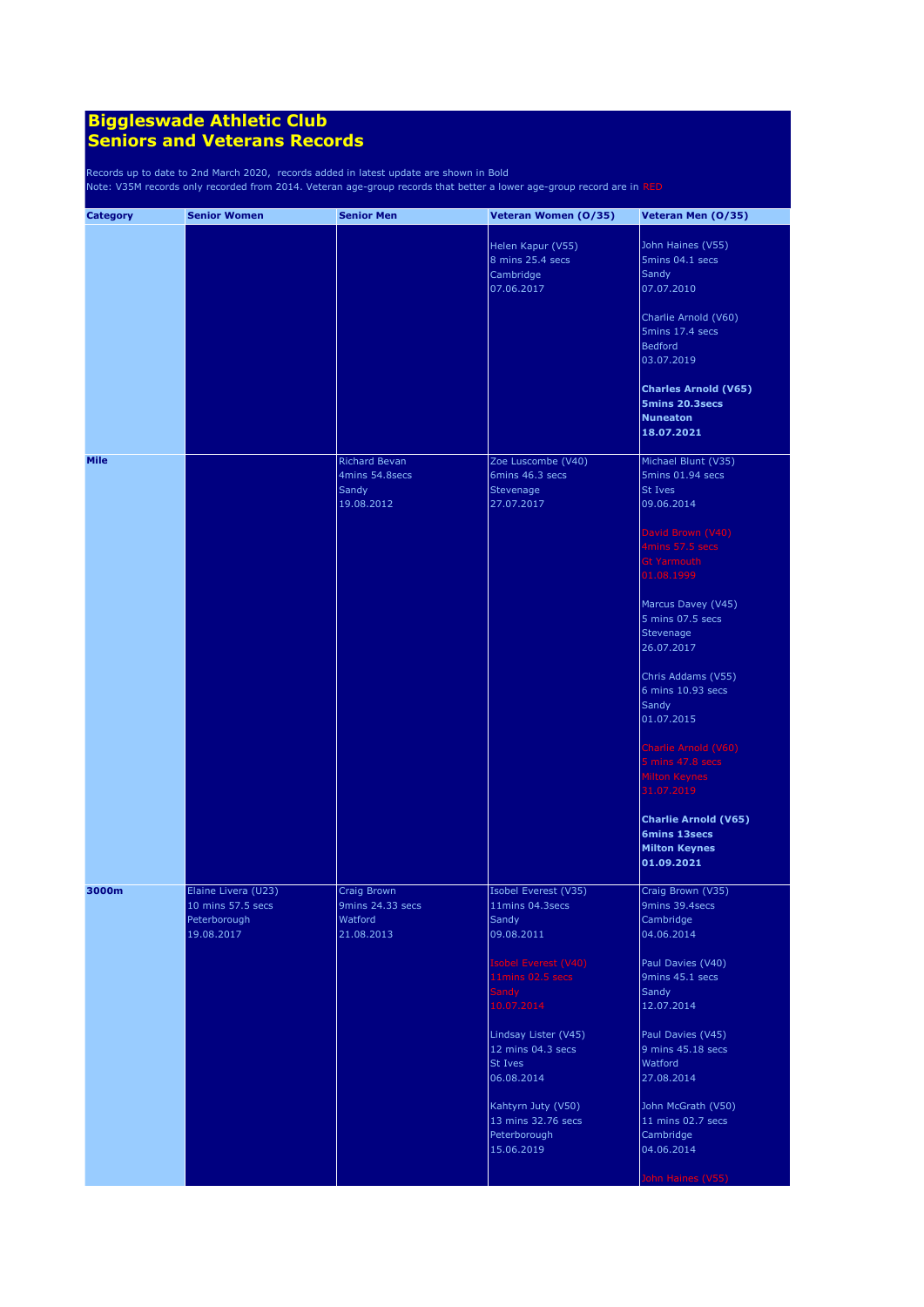# Biggleswade Athletic Club
# Seniors and Veterans Records

Records up to date to 2nd March 2020, records added in latest update are shown in Bold
Note: V35M records only recorded from 2014. Veteran age-group records that better a lower age-group record are in RED

| Category | Senior Women | Senior Men | Veteran Women (O/35) | Veteran Men (O/35) |
|---|---|---|---|---|
| | | | Helen Kapur (V55)<br>8 mins 25.4 secs<br>Cambridge<br>07.06.2017 | John Haines (V55)<br>5mins 04.1 secs<br>Sandy<br>07.07.2010<br><br>Charlie Arnold (V60)<br>5mins 17.4 secs<br>Bedford<br>03.07.2019<br><br>**Charles Arnold (V65)**<br>**5mins 20.3secs**<br>**Nuneaton**<br>**18.07.2021** |
| Mile | | Richard Bevan<br>4mins 54.8secs<br>Sandy<br>19.08.2012 | Zoe Luscombe (V40)<br>6mins 46.3 secs<br>Stevenage<br>27.07.2017 | Michael Blunt (V35)<br>5mins 01.94 secs<br>St Ives<br>09.06.2014<br><br>David Brown (V40)<br>4mins 57.5 secs<br>Gt Yarmouth<br>01.08.1999<br><br>Marcus Davey (V45)<br>5 mins 07.5 secs<br>Stevenage<br>26.07.2017<br><br>Chris Addams (V55)<br>6 mins 10.93 secs<br>Sandy<br>01.07.2015<br><br>Charlie Arnold (V60)<br>5 mins 47.8 secs<br>Milton Keynes<br>31.07.2019<br><br>**Charlie Arnold (V65)**<br>**6mins 13secs**<br>**Milton Keynes**<br>**01.09.2021** |
| 3000m | Elaine Livera (U23)<br>10 mins 57.5 secs<br>Peterborough<br>19.08.2017 | Craig Brown<br>9mins 24.33 secs<br>Watford<br>21.08.2013 | Isobel Everest (V35)<br>11mins 04.3secs<br>Sandy<br>09.08.2011<br><br>Isobel Everest (V40)<br>11mins 02.5 secs<br>Sandy<br>10.07.2014<br><br>Lindsay Lister (V45)<br>12 mins 04.3 secs<br>St Ives<br>06.08.2014<br><br>Kahtyrn Juty (V50)<br>13 mins 32.76 secs<br>Peterborough<br>15.06.2019 | Craig Brown (V35)<br>9mins 39.4secs<br>Cambridge<br>04.06.2014<br><br>Paul Davies (V40)<br>9mins 45.1 secs<br>Sandy<br>12.07.2014<br><br>Paul Davies (V45)<br>9 mins 45.18 secs<br>Watford<br>27.08.2014<br><br>John McGrath (V50)<br>11 mins 02.7 secs<br>Cambridge<br>04.06.2014<br><br>John Haines (V55) |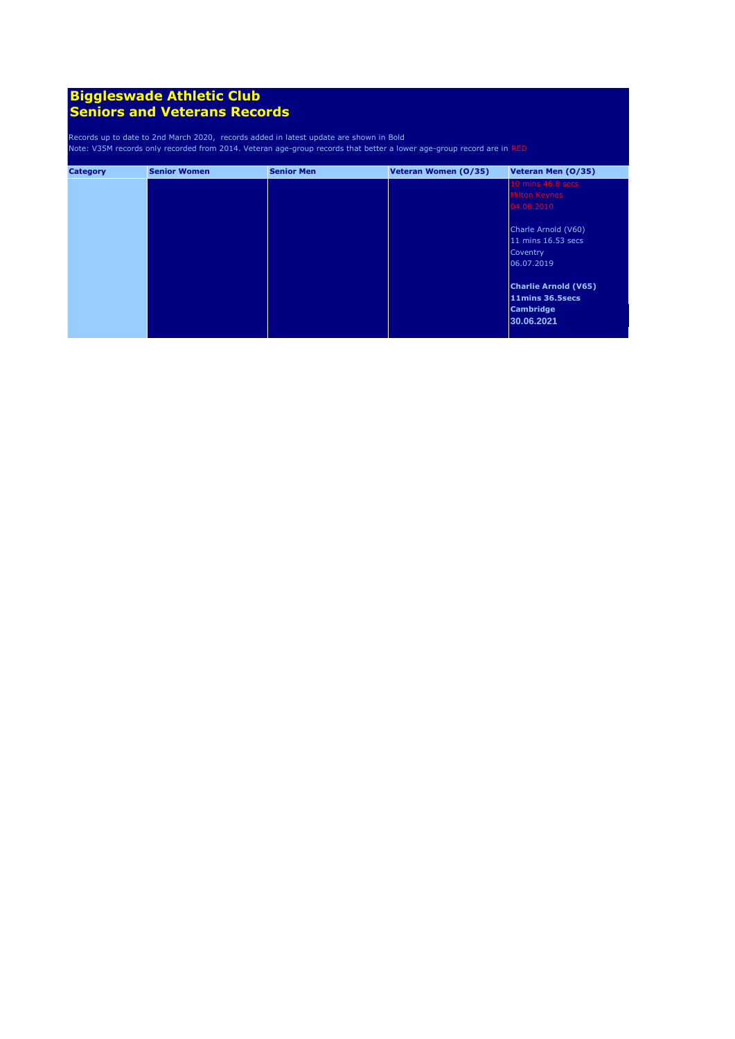# Biggleswade Athletic Club
# Seniors and Veterans Records

Records up to date to 2nd March 2020, records added in latest update are shown in Bold

Note: V35M records only recorded from 2014. Veteran age-group records that better a lower age-group record are in RED

| Category | Senior Women | Senior Men | Veteran Women (O/35) | Veteran Men (O/35) |
|---|---|---|---|---|
| | | | | 10 mins 46.8 secs<br>Milton Keynes<br>04.08.2010<br><br>Charle Arnold (V60)<br>11 mins 16.53 secs<br>Coventry<br>06.07.2019<br><br>**Charlie Arnold (V65)**<br>**11mins 36.5secs**<br>**Cambridge**<br>**30.06.2021** |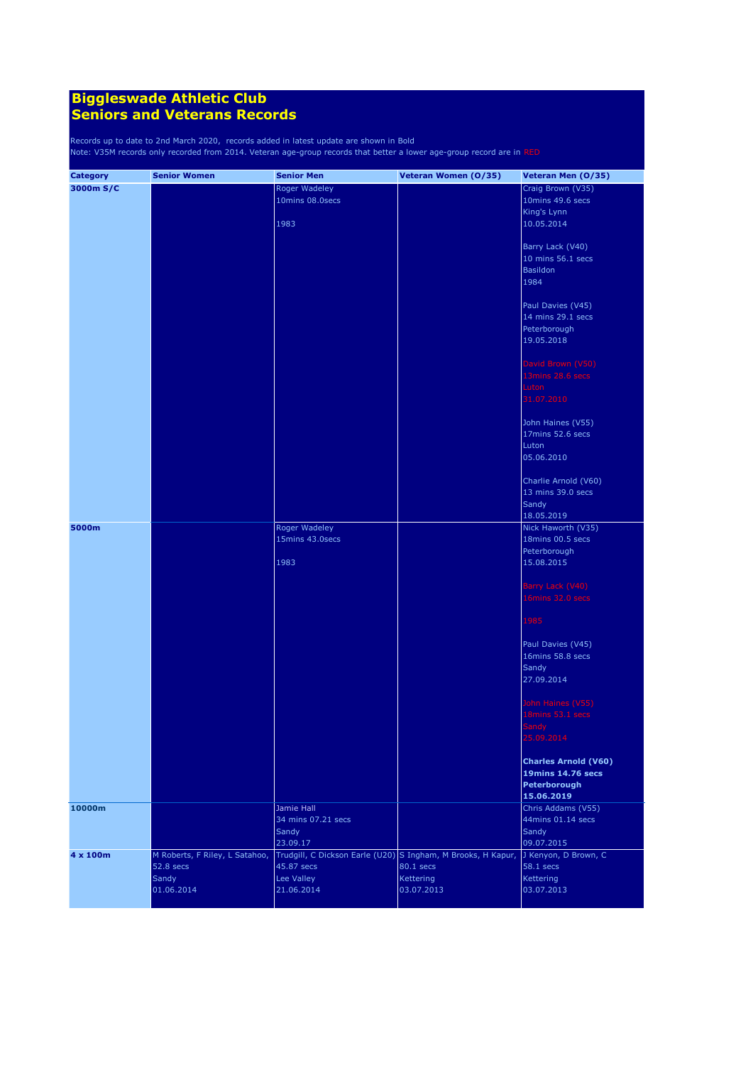# Biggleswade Athletic Club
# Seniors and Veterans Records

Records up to date to 2nd March 2020, records added in latest update are shown in Bold
Note: V35M records only recorded from 2014. Veteran age-group records that better a lower age-group record are in RED

| Category | Senior Women | Senior Men | Veteran Women (O/35) | Veteran Men (O/35) |
|---|---|---|---|---|
| **3000m S/C** | | Roger Wadeley<br>10mins 08.0secs<br><br>1983 | | Craig Brown (V35)<br>10mins 49.6 secs<br>King's Lynn<br>10.05.2014<br><br>Barry Lack (V40)<br>10 mins 56.1 secs<br>Basildon<br>1984<br><br>Paul Davies (V45)<br>14 mins 29.1 secs<br>Peterborough<br>19.05.2018<br><br>David Brown (V50)<br>13mins 28.6 secs<br>Luton<br>31.07.2010<br><br>John Haines (V55)<br>17mins 52.6 secs<br>Luton<br>05.06.2010<br><br>Charlie Arnold (V60)<br>13 mins 39.0 secs<br>Sandy<br>18.05.2019 |
| **5000m** | | Roger Wadeley<br>15mins 43.0secs<br><br>1983 | | Nick Haworth (V35)<br>18mins 00.5 secs<br>Peterborough<br>15.08.2015<br><br>Barry Lack (V40)<br>16mins 32.0 secs<br><br>1985<br><br>Paul Davies (V45)<br>16mins 58.8 secs<br>Sandy<br>27.09.2014<br><br>John Haines (V55)<br>18mins 53.1 secs<br>Sandy<br>25.09.2014<br><br>**Charles Arnold (V60)**<br>**19mins 14.76 secs**<br>**Peterborough**<br>**15.06.2019** |
| **10000m** | | Jamie Hall<br>34 mins 07.21 secs<br>Sandy<br>23.09.17 | | Chris Addams (V55)<br>44mins 01.14 secs<br>Sandy<br>09.07.2015 |
| **4 x 100m** | M Roberts, F Riley, L Satahoo,<br>52.8 secs<br>Sandy<br>01.06.2014 | Trudgill, C Dickson Earle (U20)<br>45.87 secs<br>Lee Valley<br>21.06.2014 | S Ingham, M Brooks, H Kapur,<br>80.1 secs<br>Kettering<br>03.07.2013 | J Kenyon, D Brown, C<br>58.1 secs<br>Kettering<br>03.07.2013 |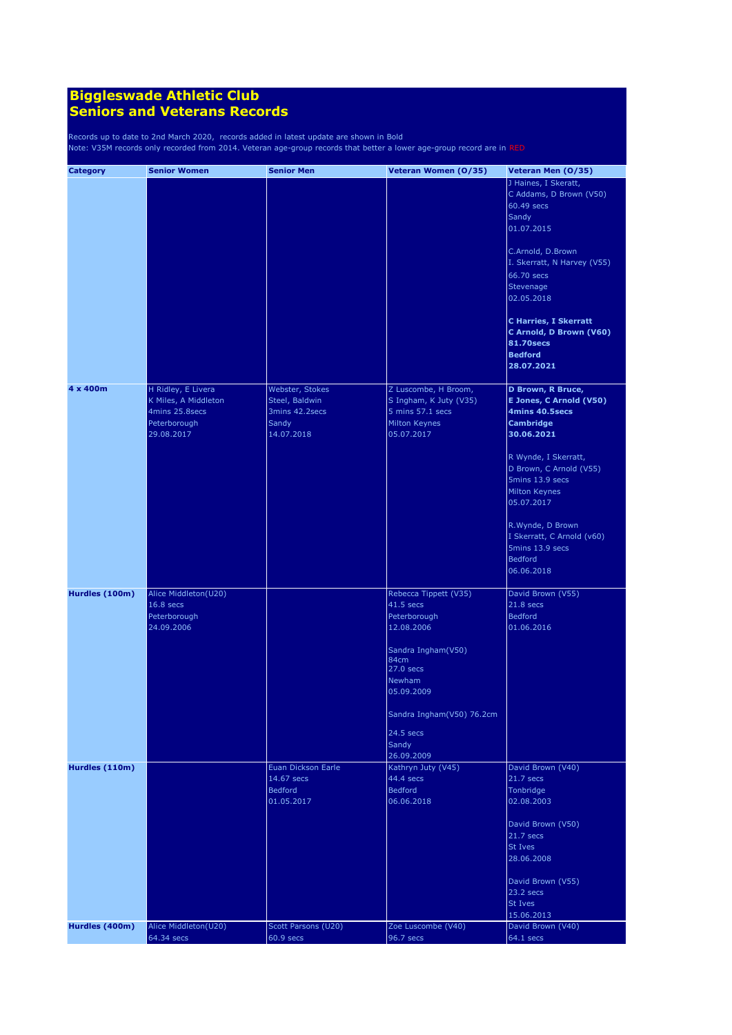# Biggleswade Athletic Club
# Seniors and Veterans Records

Records up to date to 2nd March 2020, records added in latest update are shown in Bold
Note: V35M records only recorded from 2014. Veteran age-group records that better a lower age-group record are in RED

| Category | Senior Women | Senior Men | Veteran Women (O/35) | Veteran Men (O/35) |
|---|---|---|---|---|
| | | | | J Haines, I Skeratt, C Addams, D Brown (V50) 60.49 secs Sandy 01.07.2015<br><br>C.Arnold, D.Brown I. Skerratt, N Harvey (V55) 66.70 secs Stevenage 02.05.2018<br><br>**C Harries, I Skerratt C Arnold, D Brown (V60) 81.70secs Bedford 28.07.2021** |
| **4 x 400m** | H Ridley, E Livera K Miles, A Middleton 4mins 25.8secs Peterborough 29.08.2017 | Webster, Stokes Steel, Baldwin 3mins 42.2secs Sandy 14.07.2018 | Z Luscombe, H Broom, S Ingham, K Juty (V35) 5 mins 57.1 secs Milton Keynes 05.07.2017 | **D Brown, R Bruce, E Jones, C Arnold (V50) 4mins 40.5secs Cambridge 30.06.2021**<br><br>R Wynde, I Skerratt, D Brown, C Arnold (V55) 5mins 13.9 secs Milton Keynes 05.07.2017<br><br>R.Wynde, D Brown I Skerratt, C Arnold (v60) 5mins 13.9 secs Bedford 06.06.2018 |
| **Hurdles (100m)** | Alice Middleton(U20) 16.8 secs Peterborough 24.09.2006 | | Rebecca Tippett (V35) 41.5 secs Peterborough 12.08.2006<br><br>Sandra Ingham(V50) 84cm 27.0 secs Newham 05.09.2009<br><br>Sandra Ingham(V50) 76.2cm 24.5 secs Sandy 26.09.2009 | David Brown (V55) 21.8 secs Bedford 01.06.2016 |
| **Hurdles (110m)** | | Euan Dickson Earle 14.67 secs Bedford 01.05.2017 | Kathryn Juty (V45) 44.4 secs Bedford 06.06.2018 | David Brown (V40) 21.7 secs Tonbridge 02.08.2003<br><br>David Brown (V50) 21.7 secs St Ives 28.06.2008<br><br>David Brown (V55) 23.2 secs St Ives 15.06.2013 |
| **Hurdles (400m)** | Alice Middleton(U20) 64.34 secs | Scott Parsons (U20) 60.9 secs | Zoe Luscombe (V40) 96.7 secs | David Brown (V40) 64.1 secs |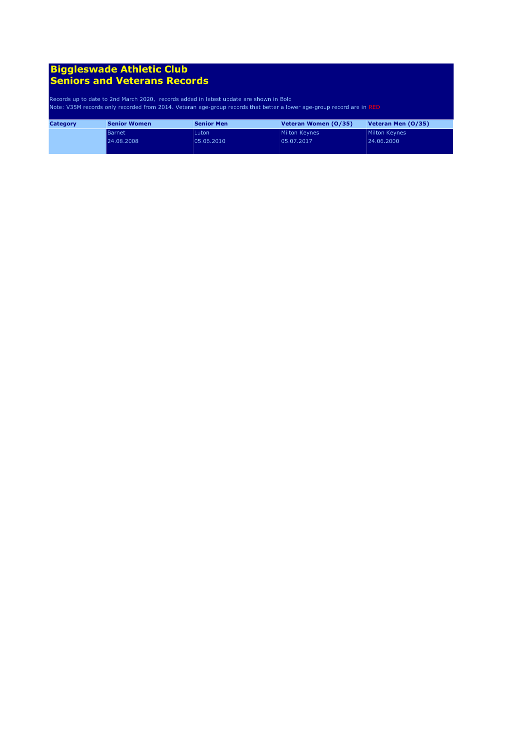# Biggleswade Athletic Club
# Seniors and Veterans Records

Records up to date to 2nd March 2020, records added in latest update are shown in Bold
Note: V35M records only recorded from 2014. Veteran age-group records that better a lower age-group record are in RED

| Category | Senior Women | Senior Men | Veteran Women (O/35) | Veteran Men (O/35) |
|---|---|---|---|---|
| | Barnet<br>24.08.2008 | Luton<br>05.06.2010 | Milton Keynes<br>05.07.2017 | Milton Keynes<br>24.06.2000 |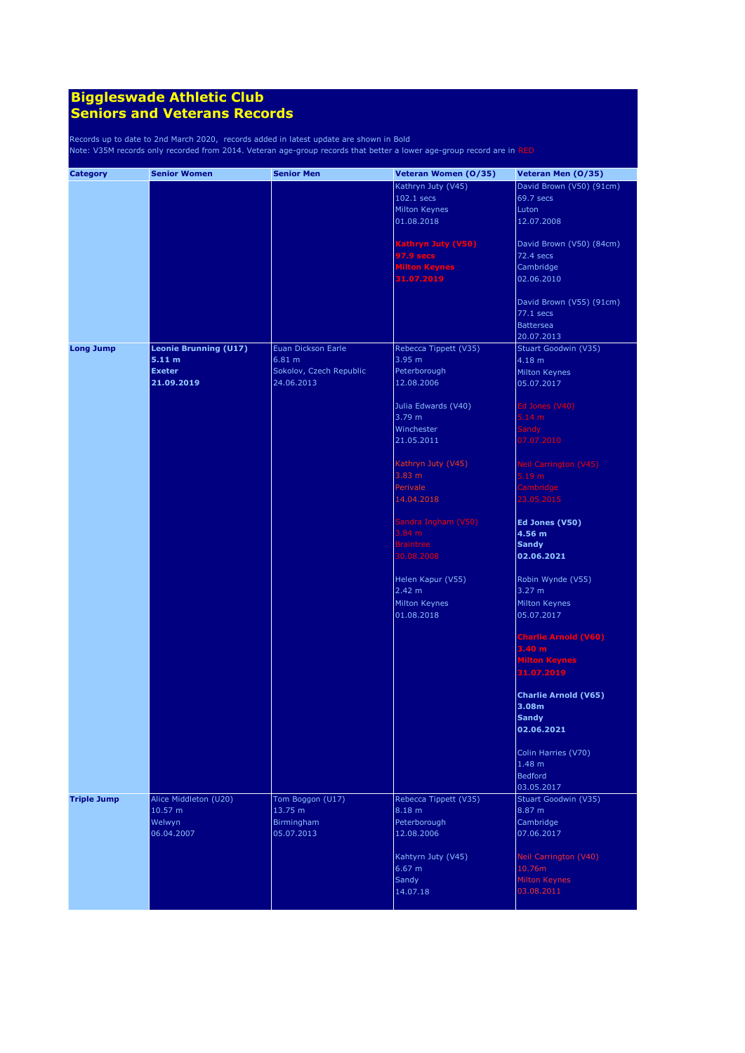# Biggleswade Athletic Club
# Seniors and Veterans Records

Records up to date to 2nd March 2020, records added in latest update are shown in Bold
Note: V35M records only recorded from 2014. Veteran age-group records that better a lower age-group record are in RED

| Category | Senior Women | Senior Men | Veteran Women (O/35) | Veteran Men (O/35) |
|---|---|---|---|---|
| | | | Kathryn Juty (V45)<br>102.1 secs<br>Milton Keynes<br>01.08.2018<br><br>**Kathryn Juty (V50)**<br>**97.9 secs**<br>**Milton Keynes**<br>**31.07.2019** | David Brown (V50) (91cm)<br>69.7 secs<br>Luton<br>12.07.2008<br><br>David Brown (V50) (84cm)<br>72.4 secs<br>Cambridge<br>02.06.2010<br><br>David Brown (V55) (91cm)<br>77.1 secs<br>Battersea<br>20.07.2013 |
| **Long Jump** | **Leonie Brunning (U17)**<br>**5.11 m**<br>**Exeter**<br>**21.09.2019** | Euan Dickson Earle<br>6.81 m<br>Sokolov, Czech Republic<br>24.06.2013 | Rebecca Tippett (V35)<br>3.95 m<br>Peterborough<br>12.08.2006<br><br>Julia Edwards (V40)<br>3.79 m<br>Winchester<br>21.05.2011<br><br>Kathryn Juty (V45)<br>3.83 m<br>Perivale<br>14.04.2018<br><br>Sandra Ingham (V50)<br>3.84 m<br>Braintree<br>30.08.2008<br><br>Helen Kapur (V55)<br>2.42 m<br>Milton Keynes<br>01.08.2018 | Stuart Goodwin (V35)<br>4.18 m<br>Milton Keynes<br>05.07.2017<br><br>Ed Jones (V40)<br>5.14 m<br>Sandy<br>07.07.2010<br><br>Neil Carrington (V45)<br>5.19 m<br>Cambridge<br>23.05.2015<br><br>**Ed Jones (V50)**<br>**4.56 m**<br>**Sandy**<br>**02.06.2021**<br><br>Robin Wynde (V55)<br>3.27 m<br>Milton Keynes<br>05.07.2017<br><br>**Charlie Arnold (V60)**<br>**3.40 m**<br>**Milton Keynes**<br>**31.07.2019**<br><br>**Charlie Arnold (V65)**<br>**3.08m**<br>**Sandy**<br>**02.06.2021**<br><br>Colin Harries (V70)<br>1.48 m<br>Bedford<br>03.05.2017 |
| **Triple Jump** | Alice Middleton (U20)<br>10.57 m<br>Welwyn<br>06.04.2007 | Tom Boggon (U17)<br>13.75 m<br>Birmingham<br>05.07.2013 | Rebecca Tippett (V35)<br>8.18 m<br>Peterborough<br>12.08.2006<br><br>Kahtyrn Juty (V45)<br>6.67 m<br>Sandy<br>14.07.18 | Stuart Goodwin (V35)<br>8.87 m<br>Cambridge<br>07.06.2017<br><br>Neil Carrington (V40)<br>10.76m<br>Milton Keynes<br>03.08.2011 |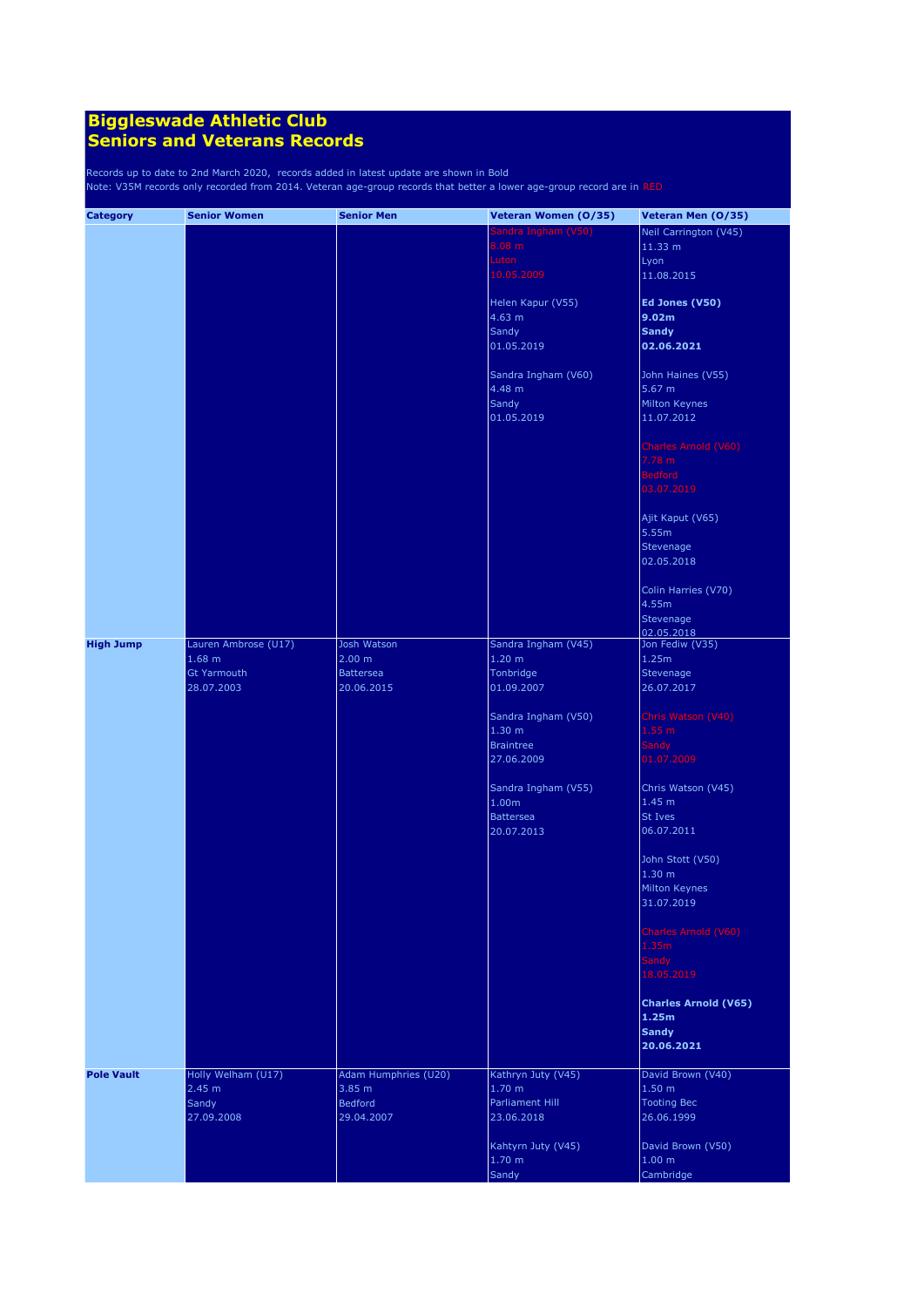# Biggleswade Athletic Club
# Seniors and Veterans Records

Records up to date to 2nd March 2020, records added in latest update are shown in Bold
Note: V35M records only recorded from 2014. Veteran age-group records that better a lower age-group record are in RED

| Category | Senior Women | Senior Men | Veteran Women (O/35) | Veteran Men (O/35) |
|---|---|---|---|---|
| | | | Sandra Ingham (V50) 8.08 m Luton 10.05.2009 | Neil Carrington (V45) 11.33 m Lyon 11.08.2015 |
| | | | Helen Kapur (V55) 4.63 m Sandy 01.05.2019 | **Ed Jones (V50) 9.02m Sandy 02.06.2021** |
| | | | Sandra Ingham (V60) 4.48 m Sandy 01.05.2019 | John Haines (V55) 5.67 m Milton Keynes 11.07.2012 |
| | | | | Charles Arnold (V60) 7.78 m Bedford 03.07.2019 |
| | | | | Ajit Kaput (V65) 5.55m Stevenage 02.05.2018 |
| | | | | Colin Harries (V70) 4.55m Stevenage 02.05.2018 |
| **High Jump** | Lauren Ambrose (U17) 1.68 m Gt Yarmouth 28.07.2003 | Josh Watson 2.00 m Battersea 20.06.2015 | Sandra Ingham (V45) 1.20 m Tonbridge 01.09.2007 | Jon Fediw (V35) 1.25m Stevenage 26.07.2017 |
| | | | Sandra Ingham (V50) 1.30 m Braintree 27.06.2009 | Chris Watson (V40) 1.55 m Sandy 01.07.2009 |
| | | | Sandra Ingham (V55) 1.00m Battersea 20.07.2013 | Chris Watson (V45) 1.45 m St Ives 06.07.2011 |
| | | | | John Stott (V50) 1.30 m Milton Keynes 31.07.2019 |
| | | | | Charles Arnold (V60) 1.35m Sandy 18.05.2019 |
| | | | | **Charles Arnold (V65) 1.25m Sandy 20.06.2021** |
| **Pole Vault** | Holly Welham (U17) 2.45 m Sandy 27.09.2008 | Adam Humphries (U20) 3.85 m Bedford 29.04.2007 | Kathryn Juty (V45) 1.70 m Parliament Hill 23.06.2018 | David Brown (V40) 1.50 m Tooting Bec 26.06.1999 |
| | | | Kahtyrn Juty (V45) 1.70 m Sandy | David Brown (V50) 1.00 m Cambridge |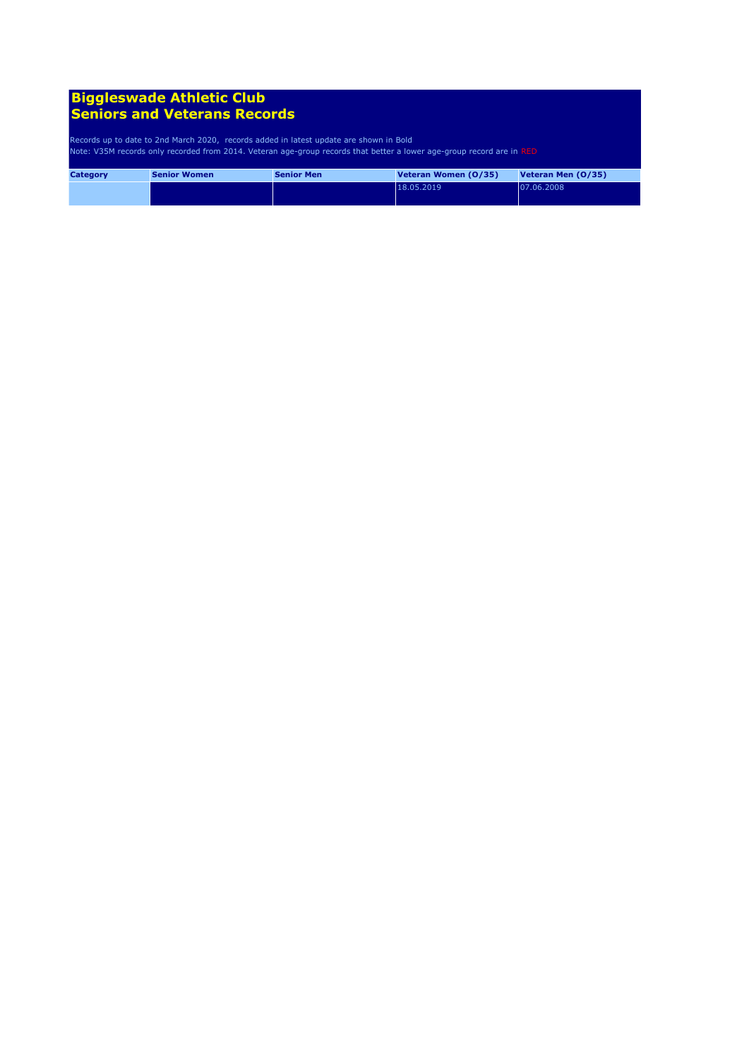# Biggleswade Athletic Club
# Seniors and Veterans Records

Records up to date to 2nd March 2020, records added in latest update are shown in Bold
Note: V35M records only recorded from 2014. Veteran age-group records that better a lower age-group record are in RED

| Category | Senior Women | Senior Men | Veteran Women (O/35) | Veteran Men (O/35) |
|---|---|---|---|---|
| | | | 18.05.2019 | 07.06.2008 |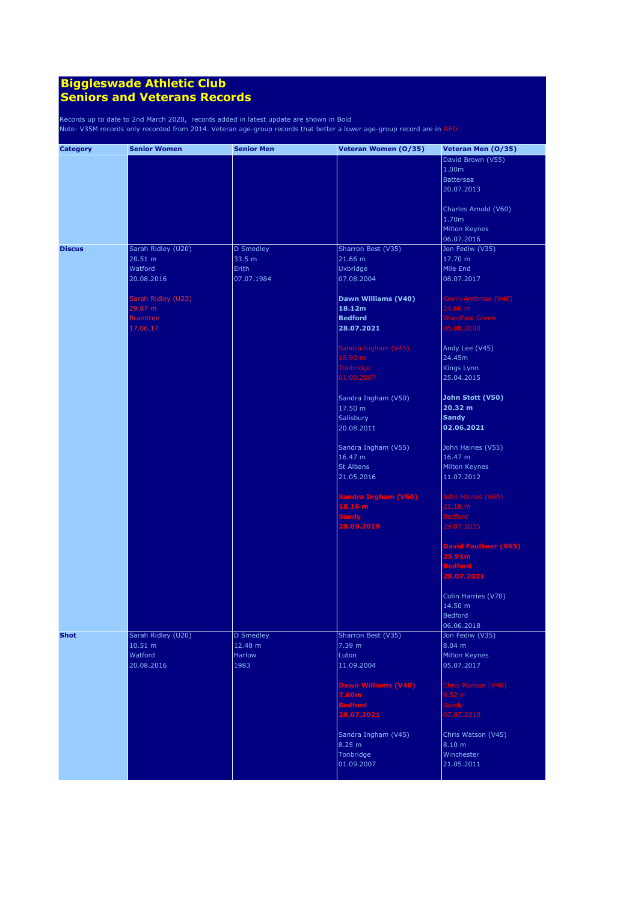# Biggleswade Athletic Club
# Seniors and Veterans Records

Records up to date to 2nd March 2020, records added in latest update are shown in Bold
Note: V35M records only recorded from 2014. Veteran age-group records that better a lower age-group record are in RED

| Category | Senior Women | Senior Men | Veteran Women (O/35) | Veteran Men (O/35) |
|---|---|---|---|---|
| | | | | David Brown (V55)<br>1.00m<br>Battersea<br>20.07.2013<br><br>Charles Arnold (V60)<br>1.70m<br>Milton Keynes<br>06.07.2016 |
| **Discus** | Sarah Ridley (U20)<br>28.51 m<br>Watford<br>20.08.2016<br><br>Sarah Ridley (U23)<br>29.87 m<br>Braintree<br>17.06.17 | D Smedley<br>33.5 m<br>Erith<br>07.07.1984 | Sharron Best (V35)<br>21.66 m<br>Uxbridge<br>07.08.2004<br><br>**Dawn Williams (V40)**<br>**18.12m**<br>**Bedford**<br>**28.07.2021**<br><br>Sandra Ingham (V45)<br>18.90 m<br>Tonbridge<br>01.09.2007<br><br>Sandra Ingham (V50)<br>17.50 m<br>Salisbury<br>20.08.2011<br><br>Sandra Ingham (V55)<br>16.47 m<br>St Albans<br>21.05.2016<br><br>**Sandra Ingham (V60)**<br>**18.16 m**<br>**Sandy**<br>**28.09.2019** | Jon Fediw (V35)<br>17.70 m<br>Mile End<br>08.07.2017<br><br>Kevin Ambrose (V40)<br>24.60 m<br>Woodford Green<br>05.08.2000<br><br>Andy Lee (V45)<br>24.45m<br>Kings Lynn<br>25.04.2015<br><br>**John Stott (V50)**<br>**20.32 m**<br>**Sandy**<br>**02.06.2021**<br><br>John Haines (V55)<br>16.47 m<br>Milton Keynes<br>11.07.2012<br><br>John Haines (V60)<br>21.18 m<br>Bedford<br>29.07.2015<br><br>**David Faulkner (V65)**<br>**25.91m**<br>**Bedford**<br>**28.07.2021**<br><br>Colin Harries (V70)<br>14.50 m<br>Bedford<br>06.06.2018 |
| **Shot** | Sarah Ridley (U20)<br>10.51 m<br>Watford<br>20.08.2016 | D Smedley<br>12.48 m<br>Harlow<br>1983 | Sharron Best (V35)<br>7.39 m<br>Luton<br>11.09.2004<br><br>**Dawn Williams (V40)**<br>**7.60m**<br>**Bedford**<br>**28.07.2021**<br><br>Sandra Ingham (V45)<br>8.25 m<br>Tonbridge<br>01.09.2007 | Jon Fediw (V35)<br>8.04 m<br>Milton Keynes<br>05.07.2017<br><br>Chris Watson (V40)<br>8.52 m<br>Sandy<br>07.07.2010<br><br>Chris Watson (V45)<br>8.10 m<br>Winchester<br>21.05.2011 |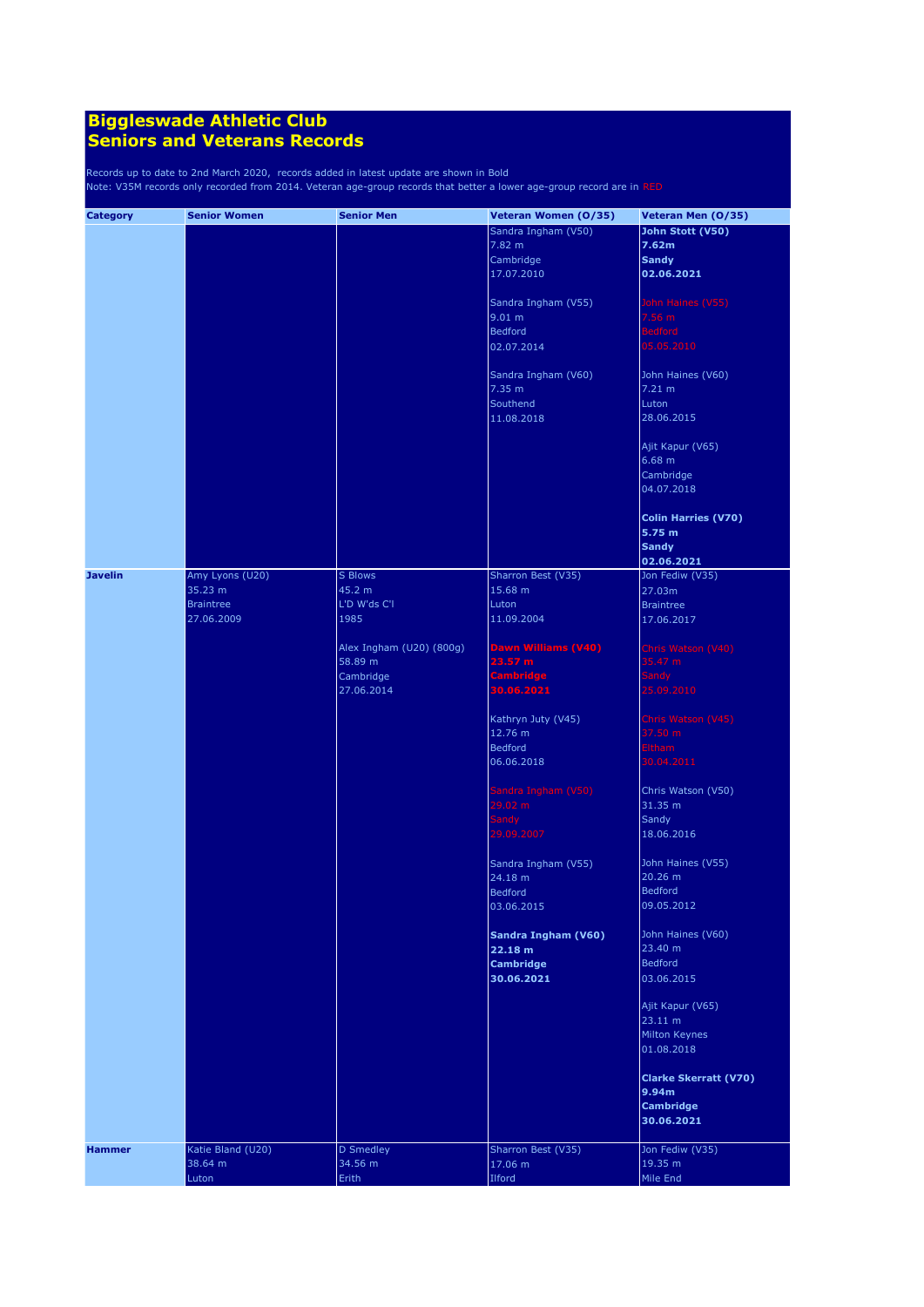# Biggleswade Athletic Club
# Seniors and Veterans Records

Records up to date to 2nd March 2020, records added in latest update are shown in Bold
Note: V35M records only recorded from 2014. Veteran age-group records that better a lower age-group record are in RED

| Category | Senior Women | Senior Men | Veteran Women (O/35) | Veteran Men (O/35) |
|---|---|---|---|---|
| | | | Sandra Ingham (V50)<br>7.82 m<br>Cambridge<br>17.07.2010<br><br>Sandra Ingham (V55)<br>9.01 m<br>Bedford<br>02.07.2014<br><br>Sandra Ingham (V60)<br>7.35 m<br>Southend<br>11.08.2018 | **John Stott (V50)**<br>**7.62m**<br>**Sandy**<br>**02.06.2021**<br><br>John Haines (V55)<br>7.56 m<br>Bedford<br>05.05.2010<br><br>John Haines (V60)<br>7.21 m<br>Luton<br>28.06.2015<br><br>Ajit Kapur (V65)<br>6.68 m<br>Cambridge<br>04.07.2018<br><br>**Colin Harries (V70)**<br>**5.75 m**<br>**Sandy**<br>**02.06.2021** |
| **Javelin** | Amy Lyons (U20)<br>35.23 m<br>Braintree<br>27.06.2009 | S Blows<br>45.2 m<br>L'D W'ds C'l<br>1985<br><br>Alex Ingham (U20) (800g)<br>58.89 m<br>Cambridge<br>27.06.2014 | Sharron Best (V35)<br>15.68 m<br>Luton<br>11.09.2004<br><br>**Dawn Williams (V40)**<br>**23.57 m**<br>**Cambridge**<br>**30.06.2021**<br><br>Kathryn Juty (V45)<br>12.76 m<br>Bedford<br>06.06.2018<br><br>Sandra Ingham (V50)<br>29.02 m<br>Sandy<br>29.09.2007<br><br>Sandra Ingham (V55)<br>24.18 m<br>Bedford<br>03.06.2015<br><br>**Sandra Ingham (V60)**<br>**22.18 m**<br>**Cambridge**<br>**30.06.2021** | Jon Fediw (V35)<br>27.03m<br>Braintree<br>17.06.2017<br><br>Chris Watson (V40)<br>35.47 m<br>Sandy<br>25.09.2010<br><br>Chris Watson (V45)<br>37.50 m<br>Eltham<br>30.04.2011<br><br>Chris Watson (V50)<br>31.35 m<br>Sandy<br>18.06.2016<br><br>John Haines (V55)<br>20.26 m<br>Bedford<br>09.05.2012<br><br>John Haines (V60)<br>23.40 m<br>Bedford<br>03.06.2015<br><br>Ajit Kapur (V65)<br>23.11 m<br>Milton Keynes<br>01.08.2018<br><br>**Clarke Skerratt (V70)**<br>**9.94m**<br>**Cambridge**<br>**30.06.2021** |
| **Hammer** | Katie Bland (U20)<br>38.64 m<br>Luton | D Smedley<br>34.56 m<br>Erith | Sharron Best (V35)<br>17.06 m<br>Ilford | Jon Fediw (V35)<br>19.35 m<br>Mile End |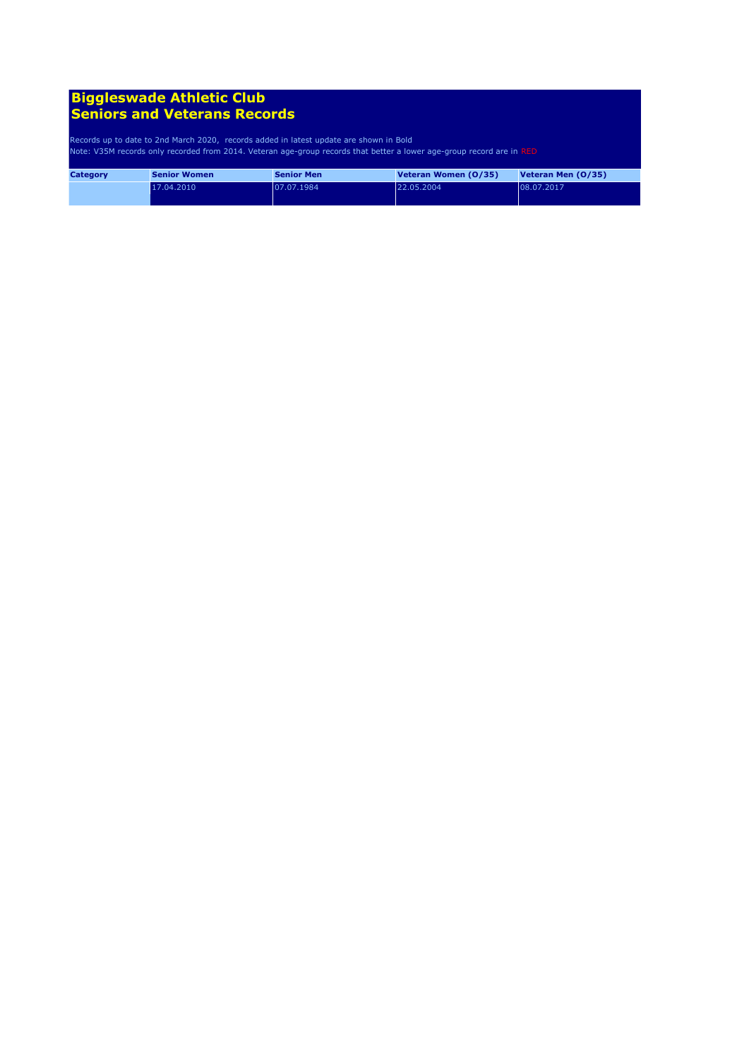# Biggleswade Athletic Club
# Seniors and Veterans Records

Records up to date to 2nd March 2020, records added in latest update are shown in Bold
Note: V35M records only recorded from 2014. Veteran age-group records that better a lower age-group record are in RED

| Category | Senior Women | Senior Men | Veteran Women (O/35) | Veteran Men (O/35) |
|---|---|---|---|---|
| | 17.04.2010 | 07.07.1984 | 22.05.2004 | 08.07.2017 |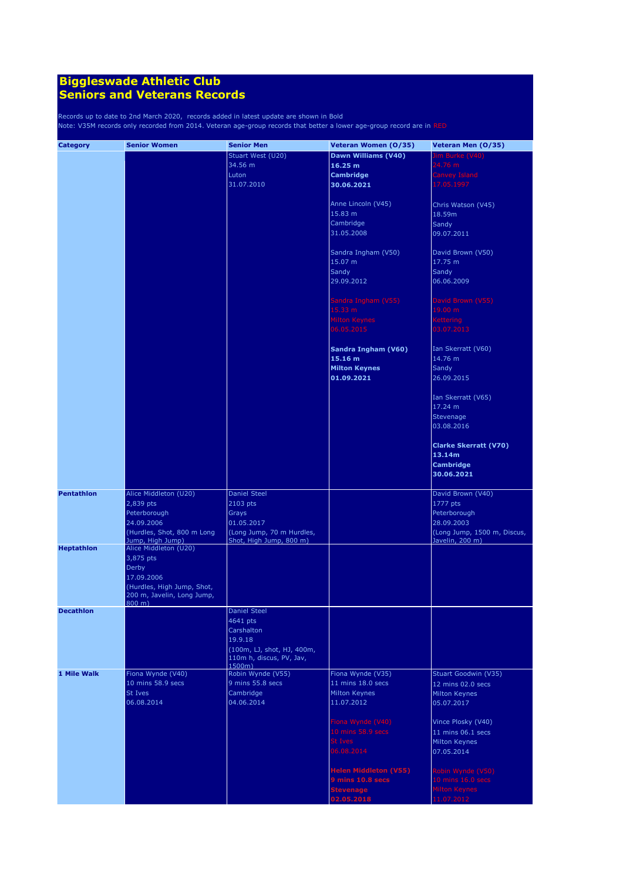# Biggleswade Athletic Club
# Seniors and Veterans Records

Records up to date to 2nd March 2020, records added in latest update are shown in Bold
Note: V35M records only recorded from 2014. Veteran age-group records that better a lower age-group record are in RED

| Category | Senior Women | Senior Men | Veteran Women (O/35) | Veteran Men (O/35) |
|---|---|---|---|---|
| | | Stuart West (U20)<br>34.56 m<br>Luton<br>31.07.2010 | **Dawn Williams (V40)**<br>**16.25 m**<br>**Cambridge**<br>**30.06.2021**<br><br>Anne Lincoln (V45)<br>15.83 m<br>Cambridge<br>31.05.2008<br><br>Sandra Ingham (V50)<br>15.07 m<br>Sandy<br>29.09.2012<br><br>Sandra Ingham (V55)<br>15.33 m<br>Milton Keynes<br>06.05.2015<br><br>**Sandra Ingham (V60)**<br>**15.16 m**<br>**Milton Keynes**<br>**01.09.2021** | Jim Burke (V40)<br>24.76 m<br>Canvey Island<br>17.05.1997<br><br>Chris Watson (V45)<br>18.59m<br>Sandy<br>09.07.2011<br><br>David Brown (V50)<br>17.75 m<br>Sandy<br>06.06.2009<br><br>David Brown (V55)<br>19.00 m<br>Kettering<br>03.07.2013<br><br>Ian Skerratt (V60)<br>14.76 m<br>Sandy<br>26.09.2015<br><br>Ian Skerratt (V65)<br>17.24 m<br>Stevenage<br>03.08.2016<br><br>**Clarke Skerratt (V70)**<br>**13.14m**<br>**Cambridge**<br>**30.06.2021** |
| **Pentathlon** | Alice Middleton (U20)<br>2,839 pts<br>Peterborough<br>24.09.2006<br>(Hurdles, Shot, 800 m Long Jump, High Jump) | Daniel Steel<br>2103 pts<br>Grays<br>01.05.2017<br>(Long Jump, 70 m Hurdles, Shot, High Jump, 800 m) | | David Brown (V40)<br>1777 pts<br>Peterborough<br>28.09.2003<br>(Long Jump, 1500 m, Discus, Javelin, 200 m) |
| **Heptathlon** | Alice Middleton (U20)<br>3,875 pts<br>Derby<br>17.09.2006<br>(Hurdles, High Jump, Shot, 200 m, Javelin, Long Jump, 800 m) | | | |
| **Decathlon** | | Daniel Steel<br>4641 pts<br>Carshalton<br>19.9.18<br>(100m, LJ, shot, HJ, 400m, 110m h, discus, PV, Jav, 1500m) | | |
| **1 Mile Walk** | Fiona Wynde (V40)<br>10 mins 58.9 secs<br>St Ives<br>06.08.2014 | Robin Wynde (V55)<br>9 mins 55.8 secs<br>Cambridge<br>04.06.2014 | Fiona Wynde (V35)<br>11 mins 18.0 secs<br>Milton Keynes<br>11.07.2012<br><br>Fiona Wynde (V40)<br>10 mins 58.9 secs<br>St Ives<br>06.08.2014<br><br>**Helen Middleton (V55)**<br>**9 mins 10.8 secs**<br>**Stevenage**<br>**02.05.2018** | Stuart Goodwin (V35)<br>12 mins 02.0 secs<br>Milton Keynes<br>05.07.2017<br><br>Vince Plosky (V40)<br>11 mins 06.1 secs<br>Milton Keynes<br>07.05.2014<br><br>Robin Wynde (V50)<br>10 mins 16.0 secs<br>Milton Keynes<br>11.07.2012 |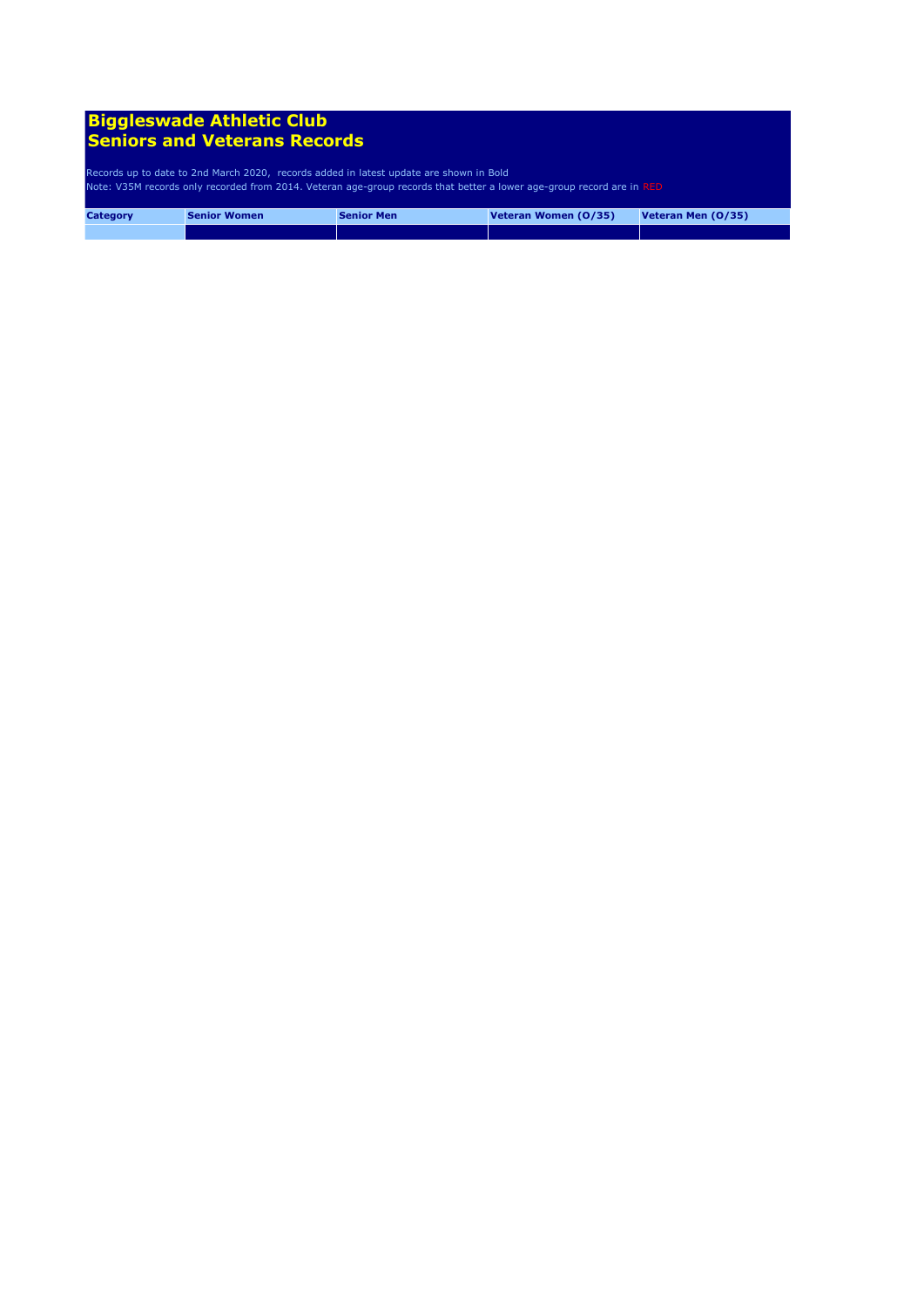# Biggleswade Athletic Club
# Seniors and Veterans Records

Records up to date to 2nd March 2020, records added in latest update are shown in Bold

Note: V35M records only recorded from 2014. Veteran age-group records that better a lower age-group record are in RED

| Category | Senior Women | Senior Men | Veteran Women (O/35) | Veteran Men (O/35) |
|---|---|---|---|---|
| | | | | |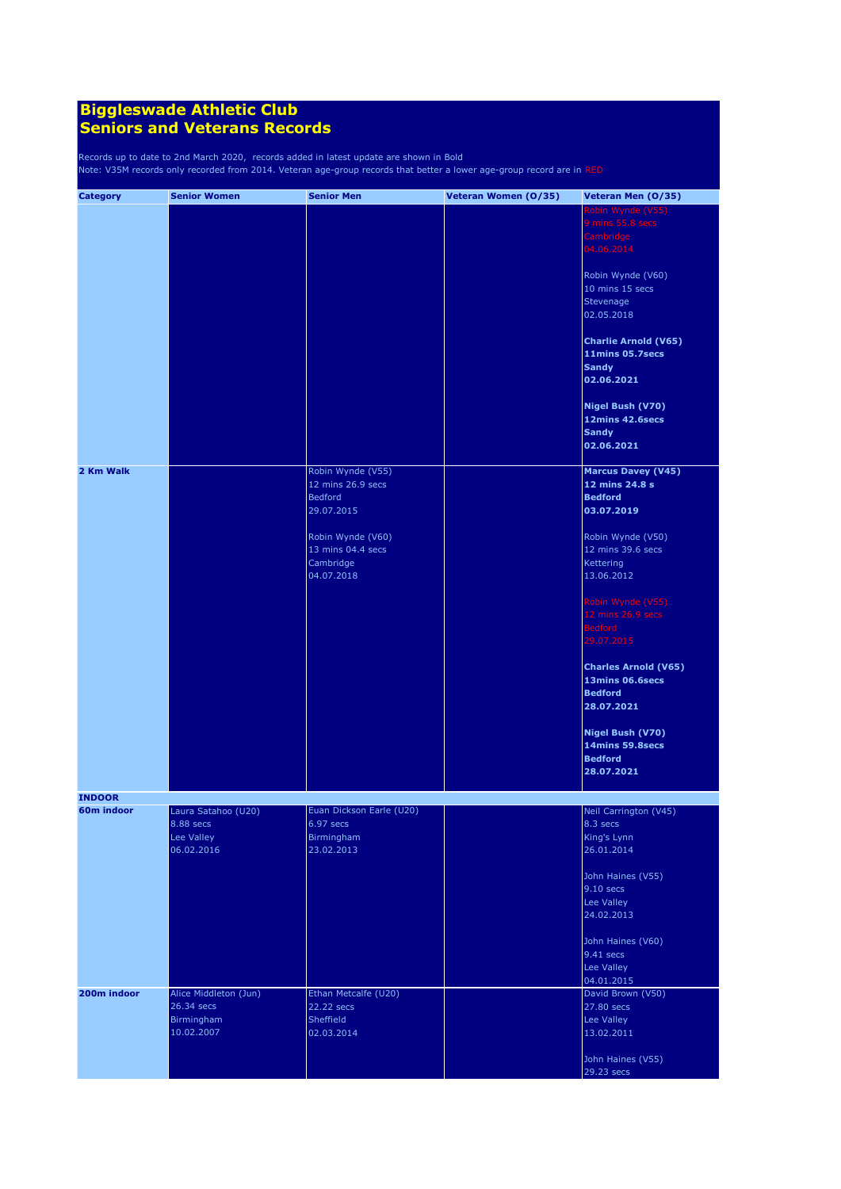# Biggleswade Athletic Club
# Seniors and Veterans Records

Records up to date to 2nd March 2020, records added in latest update are shown in Bold
Note: V35M records only recorded from 2014. Veteran age-group records that better a lower age-group record are in RED

| Category | Senior Women | Senior Men | Veteran Women (O/35) | Veteran Men (O/35) |
|---|---|---|---|---|
| | | | | Robin Wynde (V55)<br>9 mins 55.8 secs<br>Cambridge<br>04.06.2014<br><br>Robin Wynde (V60)<br>10 mins 15 secs<br>Stevenage<br>02.05.2018<br><br>**Charlie Arnold (V65)**<br>**11mins 05.7secs**<br>**Sandy**<br>**02.06.2021**<br><br>**Nigel Bush (V70)**<br>**12mins 42.6secs**<br>**Sandy**<br>**02.06.2021** |
| **2 Km Walk** | | Robin Wynde (V55)<br>12 mins 26.9 secs<br>Bedford<br>29.07.2015<br><br>Robin Wynde (V60)<br>13 mins 04.4 secs<br>Cambridge<br>04.07.2018 | | **Marcus Davey (V45)**<br>**12 mins 24.8 s**<br>**Bedford**<br>**03.07.2019**<br><br>Robin Wynde (V50)<br>12 mins 39.6 secs<br>Kettering<br>13.06.2012<br><br>Robin Wynde (V55)<br>12 mins 26.9 secs<br>Bedford<br>29.07.2015<br><br>**Charles Arnold (V65)**<br>**13mins 06.6secs**<br>**Bedford**<br>**28.07.2021**<br><br>**Nigel Bush (V70)**<br>**14mins 59.8secs**<br>**Bedford**<br>**28.07.2021** |
| **INDOOR** | | | | |
| **60m indoor** | Laura Satahoo (U20)<br>8.88 secs<br>Lee Valley<br>06.02.2016 | Euan Dickson Earle (U20)<br>6.97 secs<br>Birmingham<br>23.02.2013 | | Neil Carrington (V45)<br>8.3 secs<br>King's Lynn<br>26.01.2014<br><br>John Haines (V55)<br>9.10 secs<br>Lee Valley<br>24.02.2013<br><br>John Haines (V60)<br>9.41 secs<br>Lee Valley<br>04.01.2015 |
| **200m indoor** | Alice Middleton (Jun)<br>26.34 secs<br>Birmingham<br>10.02.2007 | Ethan Metcalfe (U20)<br>22.22 secs<br>Sheffield<br>02.03.2014 | | David Brown (V50)<br>27.80 secs<br>Lee Valley<br>13.02.2011<br><br>John Haines (V55)<br>29.23 secs |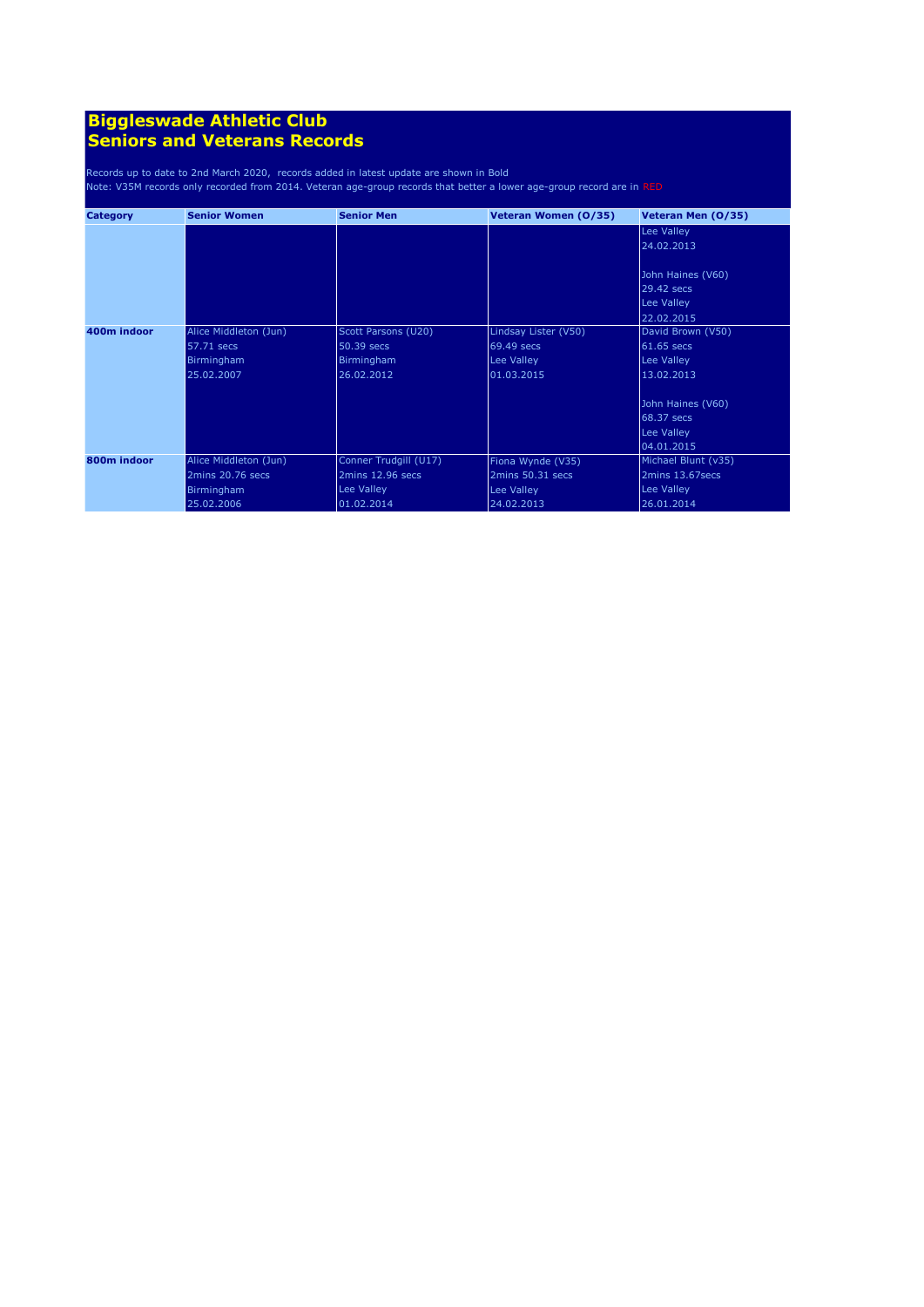# Biggleswade Athletic Club
# Seniors and Veterans Records

Records up to date to 2nd March 2020, records added in latest update are shown in Bold
Note: V35M records only recorded from 2014. Veteran age-group records that better a lower age-group record are in RED

| Category | Senior Women | Senior Men | Veteran Women (O/35) | Veteran Men (O/35) |
|---|---|---|---|---|
| | | | | Lee Valley<br>24.02.2013<br><br>John Haines (V60)<br>29.42 secs<br>Lee Valley<br>22.02.2015 |
| 400m indoor | Alice Middleton (Jun)<br>57.71 secs<br>Birmingham<br>25.02.2007 | Scott Parsons (U20)<br>50.39 secs<br>Birmingham<br>26.02.2012 | Lindsay Lister (V50)<br>69.49 secs<br>Lee Valley<br>01.03.2015 | David Brown (V50)<br>61.65 secs<br>Lee Valley<br>13.02.2013<br><br>John Haines (V60)<br>68.37 secs<br>Lee Valley<br>04.01.2015 |
| 800m indoor | Alice Middleton (Jun)<br>2mins 20.76 secs<br>Birmingham<br>25.02.2006 | Conner Trudgill (U17)<br>2mins 12.96 secs<br>Lee Valley<br>01.02.2014 | Fiona Wynde (V35)<br>2mins 50.31 secs<br>Lee Valley<br>24.02.2013 | Michael Blunt (v35)<br>2mins 13.67secs<br>Lee Valley<br>26.01.2014 |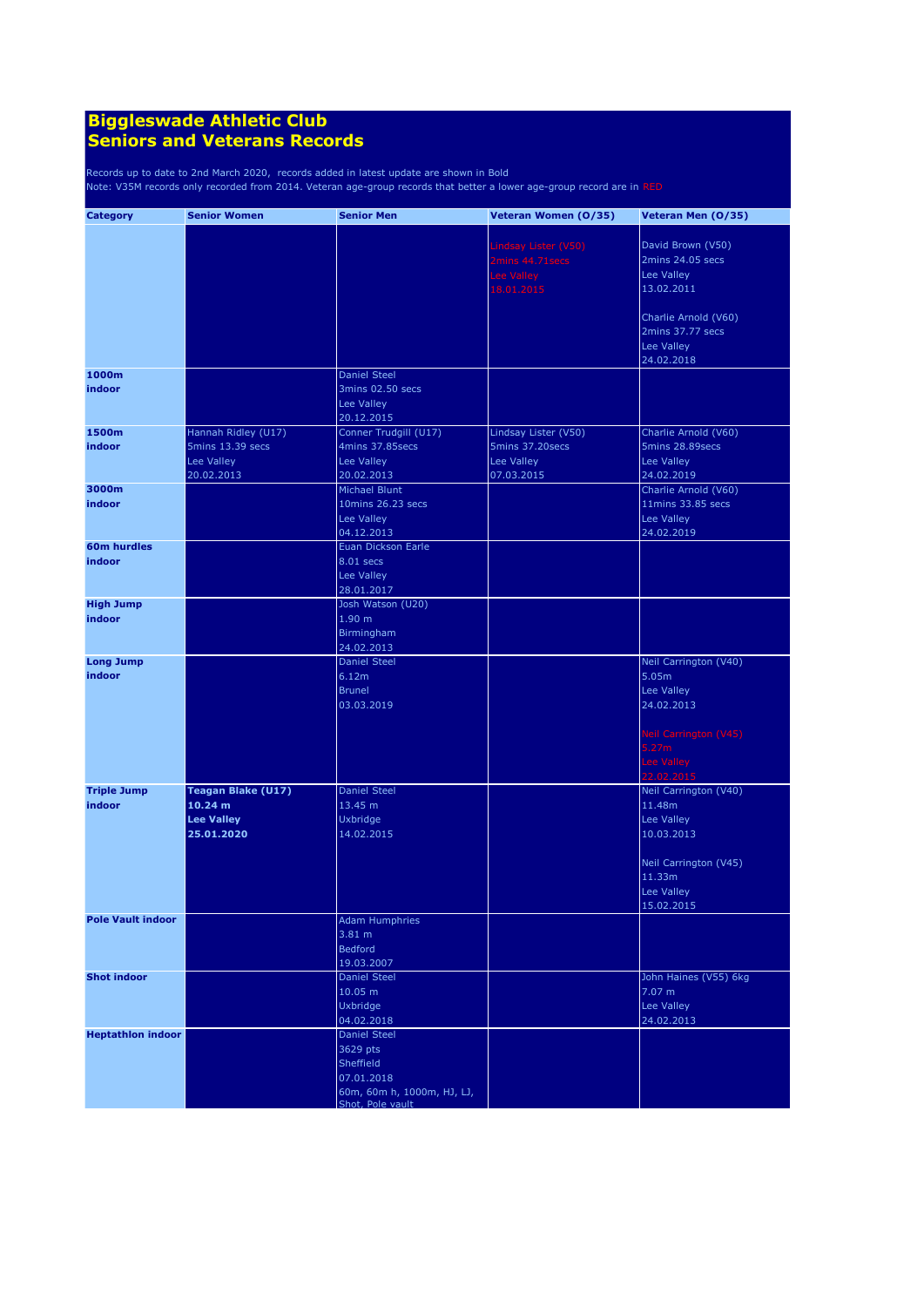# Biggleswade Athletic Club
# Seniors and Veterans Records

Records up to date to 2nd March 2020, records added in latest update are shown in Bold
Note: V35M records only recorded from 2014. Veteran age-group records that better a lower age-group record are in RED

| Category | Senior Women | Senior Men | Veteran Women (O/35) | Veteran Men (O/35) |
|---|---|---|---|---|
| | | | Lindsay Lister (V50) 2mins 44.71secs Lee Valley 18.01.2015 | David Brown (V50) 2mins 24.05 secs Lee Valley 13.02.2011 <br><br> Charlie Arnold (V60) 2mins 37.77 secs Lee Valley 24.02.2018 |
| **1000m indoor** | | Daniel Steel 3mins 02.50 secs Lee Valley 20.12.2015 | | |
| **1500m indoor** | Hannah Ridley (U17) 5mins 13.39 secs Lee Valley 20.02.2013 | Conner Trudgill (U17) 4mins 37.85secs Lee Valley 20.02.2013 | Lindsay Lister (V50) 5mins 37.20secs Lee Valley 07.03.2015 | Charlie Arnold (V60) 5mins 28.89secs Lee Valley 24.02.2019 |
| **3000m indoor** | | Michael Blunt 10mins 26.23 secs Lee Valley 04.12.2013 | | Charlie Arnold (V60) 11mins 33.85 secs Lee Valley 24.02.2019 |
| **60m hurdles indoor** | | Euan Dickson Earle 8.01 secs Lee Valley 28.01.2017 | | |
| **High Jump indoor** | | Josh Watson (U20) 1.90 m Birmingham 24.02.2013 | | |
| **Long Jump indoor** | | Daniel Steel 6.12m Brunel 03.03.2019 | | Neil Carrington (V40) 5.05m Lee Valley 24.02.2013 <br><br> Neil Carrington (V45) 5.27m Lee Valley 22.02.2015 |
| **Triple Jump indoor** | **Teagan Blake (U17) 10.24 m Lee Valley 25.01.2020** | Daniel Steel 13.45 m Uxbridge 14.02.2015 | | Neil Carrington (V40) 11.48m Lee Valley 10.03.2013 <br><br> Neil Carrington (V45) 11.33m Lee Valley 15.02.2015 |
| **Pole Vault indoor** | | Adam Humphries 3.81 m Bedford 19.03.2007 | | |
| **Shot indoor** | | Daniel Steel 10.05 m Uxbridge 04.02.2018 | | John Haines (V55) 6kg 7.07 m Lee Valley 24.02.2013 |
| **Heptathlon indoor** | | Daniel Steel 3629 pts Sheffield 07.01.2018 60m, 60m h, 1000m, HJ, LJ, Shot, Pole vault | | |